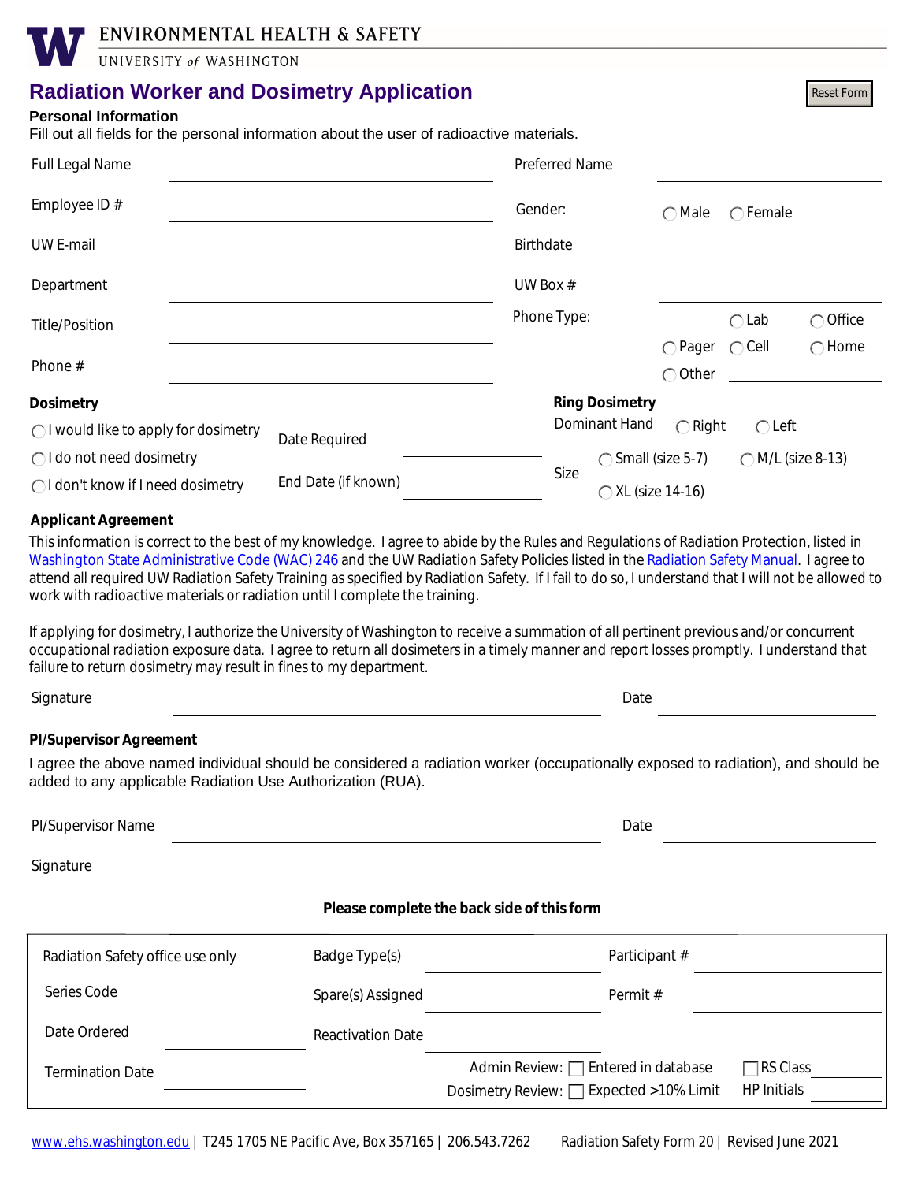ENVIRONMENTAL HEALTH & SAFETY
UNIVERSITY of WASHINGTON

# Radiation Worker and Dosimetry Application

Reset Form

## Personal Information

Fill out all fields for the personal information about the user of radioactive materials.

| | | | |
|---|---|---|---|
| Full Legal Name | | Preferred Name | |
| Employee ID # | | Gender: | ◯ Male ◯ Female |
| UW E-mail | | Birthdate | |
| Department | | UW Box # | |
| Title/Position | | Phone Type: | ◯ Lab ◯ Office ◯ Pager ◯ Cell ◯ Home ◯ Other ______ |
| Phone # | | | |

## Dosimetry

◯ I would like to apply for dosimetry
◯ I do not need dosimetry
◯ I don't know if I need dosimetry

Date Required ______

End Date (if known) ______

## Ring Dosimetry

Dominant Hand ◯ Right ◯ Left

Size ◯ Small (size 5-7) ◯ M/L (size 8-13) ◯ XL (size 14-16)

## Applicant Agreement

This information is correct to the best of my knowledge. I agree to abide by the Rules and Regulations of Radiation Protection, listed in Washington State Administrative Code (WAC) 246 and the UW Radiation Safety Policies listed in the Radiation Safety Manual. I agree to attend all required UW Radiation Safety Training as specified by Radiation Safety. If I fail to do so, I understand that I will not be allowed to work with radioactive materials or radiation until I complete the training.

If applying for dosimetry, I authorize the University of Washington to receive a summation of all pertinent previous and/or concurrent occupational radiation exposure data. I agree to return all dosimeters in a timely manner and report losses promptly. I understand that failure to return dosimetry may result in fines to my department.

Signature ______ Date ______

## PI/Supervisor Agreement

I agree the above named individual should be considered a radiation worker (occupationally exposed to radiation), and should be added to any applicable Radiation Use Authorization (RUA).

PI/Supervisor Name ______ Date ______

Signature ______

**Please complete the back side of this form**

| Radiation Safety office use only | | | |
|---|---|---|---|
| | Badge Type(s) ______ | Participant # ______ | |
| Series Code ______ | Spare(s) Assigned ______ | Permit # ______ | |
| Date Ordered ______ | Reactivation Date ______ | | |
| Termination Date ______ | Admin Review: ☐ Entered in database | ☐ RS Class ______ | |
| | Dosimetry Review: ☐ Expected >10% Limit | HP Initials ______ | |

www.ehs.washington.edu | T245 1705 NE Pacific Ave, Box 357165 | 206.543.7262 Radiation Safety Form 20 | Revised June 2021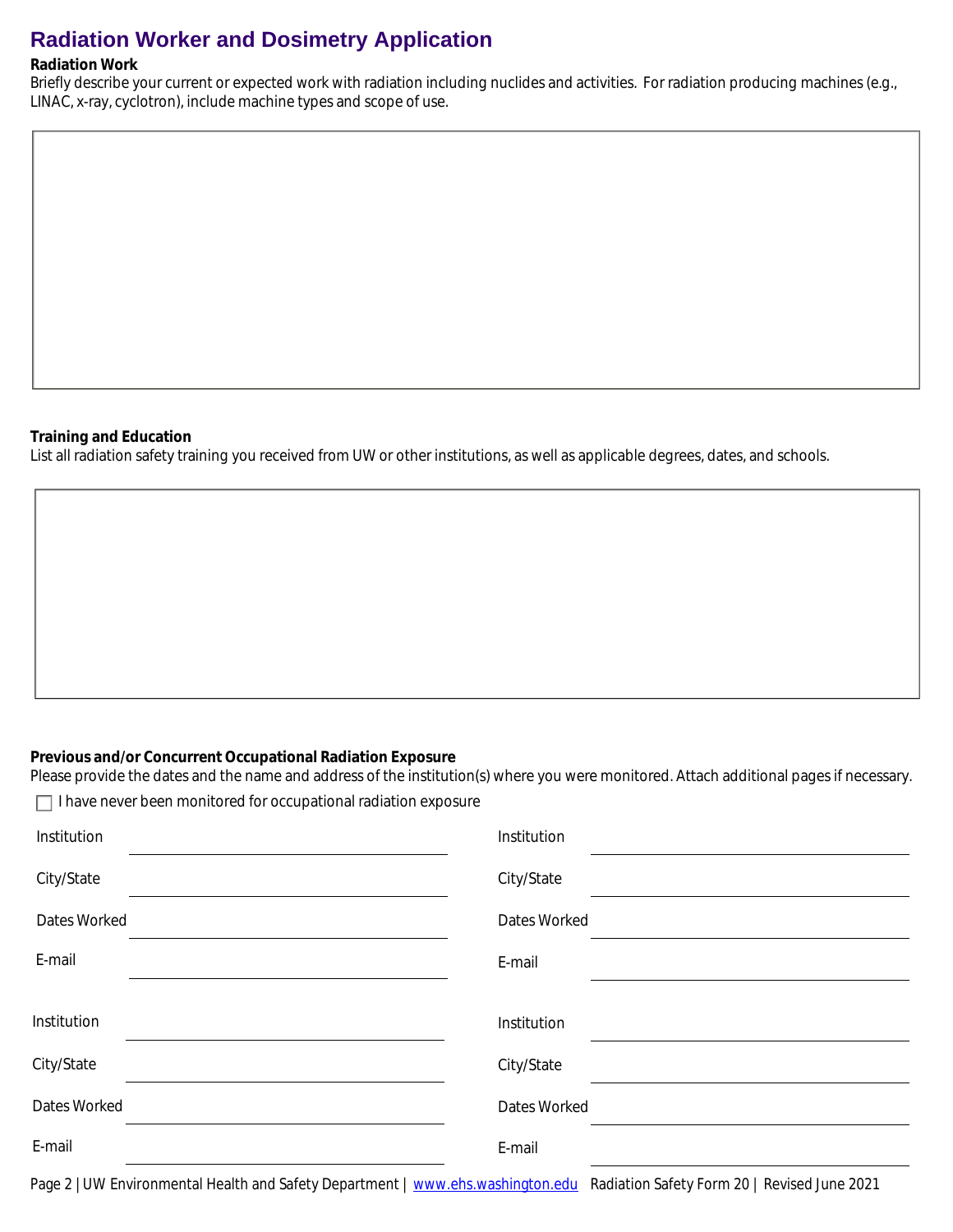# Radiation Worker and Dosimetry Application

**Radiation Work**

Briefly describe your current or expected work with radiation including nuclides and activities. For radiation producing machines (e.g., LINAC, x-ray, cyclotron), include machine types and scope of use.

**Training and Education**

List all radiation safety training you received from UW or other institutions, as well as applicable degrees, dates, and schools.

**Previous and/or Concurrent Occupational Radiation Exposure**

Please provide the dates and the name and address of the institution(s) where you were monitored. Attach additional pages if necessary.

☐ I have never been monitored for occupational radiation exposure

Institution \_\_\_\_\_\_\_\_\_\_\_\_\_\_\_\_\_\_\_\_

City/State \_\_\_\_\_\_\_\_\_\_\_\_\_\_\_\_\_\_\_\_

Dates Worked \_\_\_\_\_\_\_\_\_\_\_\_\_\_\_\_\_\_\_\_

E-mail \_\_\_\_\_\_\_\_\_\_\_\_\_\_\_\_\_\_\_\_

Institution \_\_\_\_\_\_\_\_\_\_\_\_\_\_\_\_\_\_\_\_

City/State \_\_\_\_\_\_\_\_\_\_\_\_\_\_\_\_\_\_\_\_

Dates Worked \_\_\_\_\_\_\_\_\_\_\_\_\_\_\_\_\_\_\_\_

E-mail \_\_\_\_\_\_\_\_\_\_\_\_\_\_\_\_\_\_\_\_

Institution \_\_\_\_\_\_\_\_\_\_\_\_\_\_\_\_\_\_\_\_

City/State \_\_\_\_\_\_\_\_\_\_\_\_\_\_\_\_\_\_\_\_

Dates Worked \_\_\_\_\_\_\_\_\_\_\_\_\_\_\_\_\_\_\_\_

E-mail \_\_\_\_\_\_\_\_\_\_\_\_\_\_\_\_\_\_\_\_

Institution \_\_\_\_\_\_\_\_\_\_\_\_\_\_\_\_\_\_\_\_

City/State \_\_\_\_\_\_\_\_\_\_\_\_\_\_\_\_\_\_\_\_

Dates Worked \_\_\_\_\_\_\_\_\_\_\_\_\_\_\_\_\_\_\_\_

E-mail \_\_\_\_\_\_\_\_\_\_\_\_\_\_\_\_\_\_\_\_